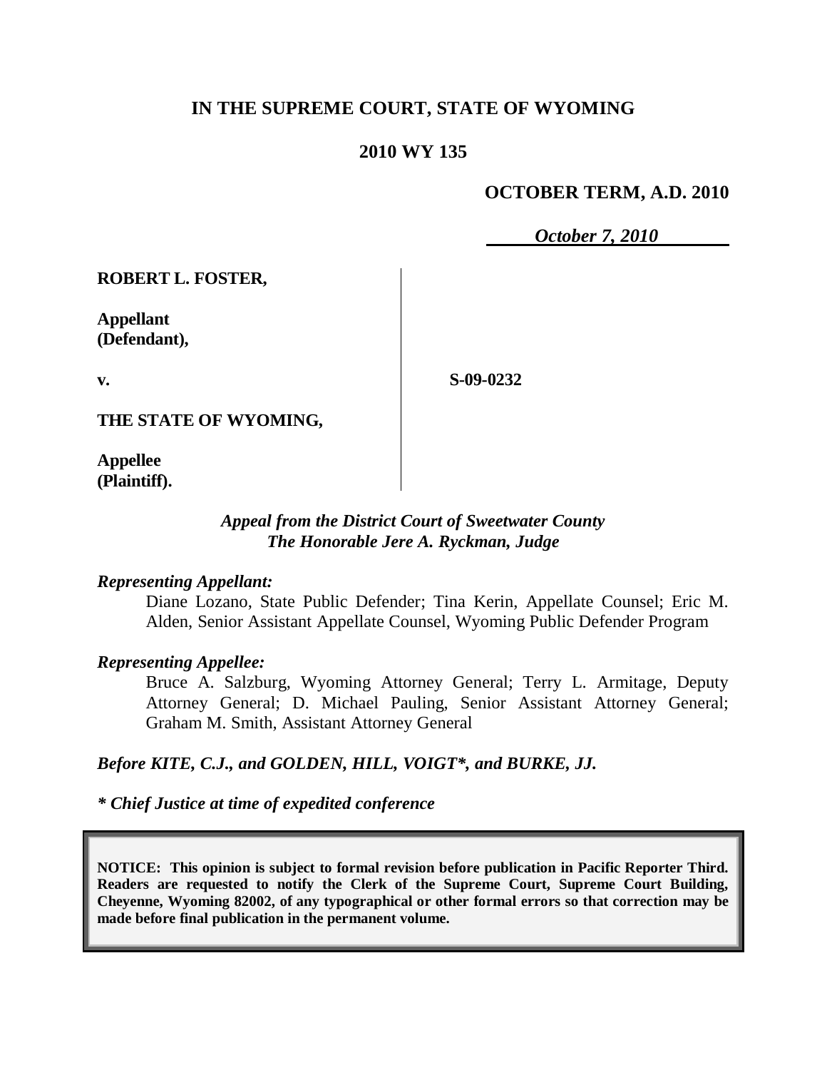**IN THE SUPREME COURT, STATE OF WYOMING**

**2010 WY 135**

**OCTOBER TERM, A.D. 2010**

***October 7, 2010***

| | |
|---|---|
| **ROBERT L. FOSTER,**<br><br>**Appellant (Defendant),**<br><br>**v.**<br><br>**THE STATE OF WYOMING,**<br><br>**Appellee (Plaintiff).** | **S-09-0232** |

***Appeal from the District Court of Sweetwater County***
***The Honorable Jere A. Ryckman, Judge***

***Representing Appellant:***

Diane Lozano, State Public Defender; Tina Kerin, Appellate Counsel; Eric M. Alden, Senior Assistant Appellate Counsel, Wyoming Public Defender Program

***Representing Appellee:***

Bruce A. Salzburg, Wyoming Attorney General; Terry L. Armitage, Deputy Attorney General; D. Michael Pauling, Senior Assistant Attorney General; Graham M. Smith, Assistant Attorney General

***Before KITE, C.J., and GOLDEN, HILL, VOIGT\*, and BURKE, JJ.***

***\* Chief Justice at time of expedited conference***

**NOTICE: This opinion is subject to formal revision before publication in Pacific Reporter Third. Readers are requested to notify the Clerk of the Supreme Court, Supreme Court Building, Cheyenne, Wyoming 82002, of any typographical or other formal errors so that correction may be made before final publication in the permanent volume.**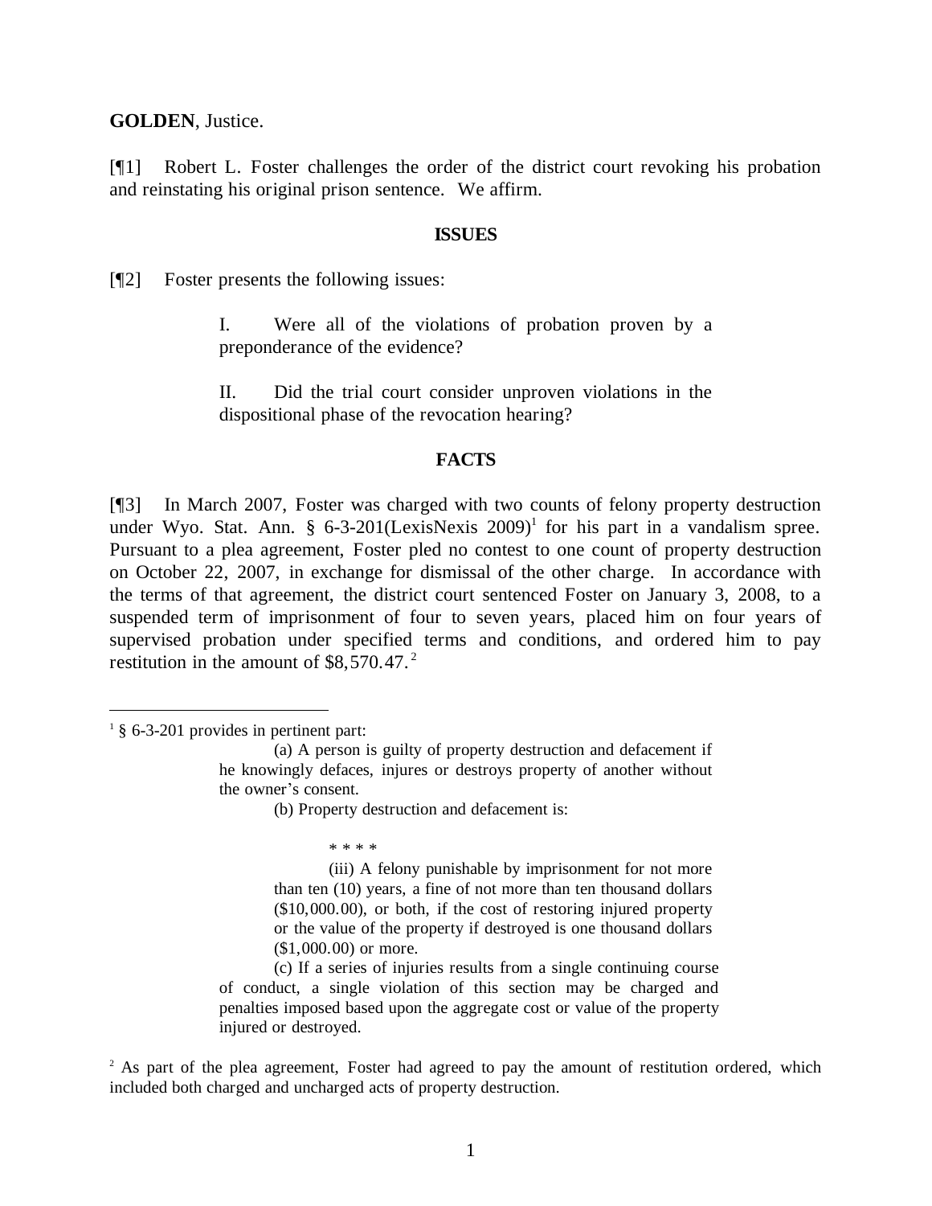**GOLDEN**, Justice.

[¶1] Robert L. Foster challenges the order of the district court revoking his probation and reinstating his original prison sentence. We affirm.

**ISSUES**

[¶2] Foster presents the following issues:

> I. Were all of the violations of probation proven by a preponderance of the evidence?
>
> II. Did the trial court consider unproven violations in the dispositional phase of the revocation hearing?

**FACTS**

[¶3] In March 2007, Foster was charged with two counts of felony property destruction under Wyo. Stat. Ann. § 6-3-201(LexisNexis 2009)[1] for his part in a vandalism spree. Pursuant to a plea agreement, Foster pled no contest to one count of property destruction on October 22, 2007, in exchange for dismissal of the other charge. In accordance with the terms of that agreement, the district court sentenced Foster on January 3, 2008, to a suspended term of imprisonment of four to seven years, placed him on four years of supervised probation under specified terms and conditions, and ordered him to pay restitution in the amount of $8,570.47.[2]

---

[1] § 6-3-201 provides in pertinent part:

> (a) A person is guilty of property destruction and defacement if he knowingly defaces, injures or destroys property of another without the owner's consent.
>
> (b) Property destruction and defacement is:
>
> \* \* \* \*
>
> (iii) A felony punishable by imprisonment for not more than ten (10) years, a fine of not more than ten thousand dollars ($10,000.00), or both, if the cost of restoring injured property or the value of the property if destroyed is one thousand dollars ($1,000.00) or more.
>
> (c) If a series of injuries results from a single continuing course of conduct, a single violation of this section may be charged and penalties imposed based upon the aggregate cost or value of the property injured or destroyed.

[2] As part of the plea agreement, Foster had agreed to pay the amount of restitution ordered, which included both charged and uncharged acts of property destruction.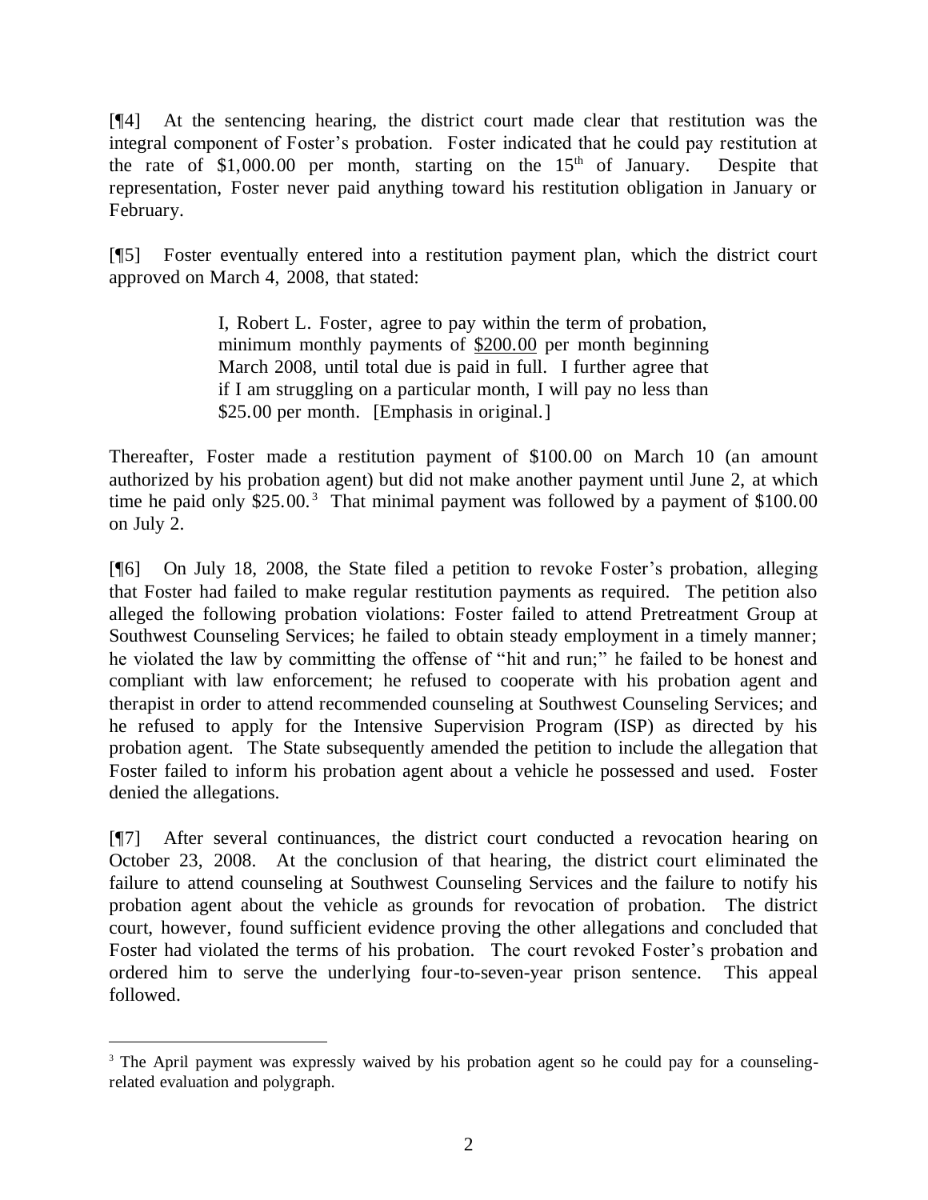[¶4] At the sentencing hearing, the district court made clear that restitution was the integral component of Foster's probation. Foster indicated that he could pay restitution at the rate of \$1,000.00 per month, starting on the 15th of January. Despite that representation, Foster never paid anything toward his restitution obligation in January or February.

[¶5] Foster eventually entered into a restitution payment plan, which the district court approved on March 4, 2008, that stated:

> I, Robert L. Foster, agree to pay within the term of probation, minimum monthly payments of <u>\$200.00</u> per month beginning March 2008, until total due is paid in full. I further agree that if I am struggling on a particular month, I will pay no less than \$25.00 per month. [Emphasis in original.]

Thereafter, Foster made a restitution payment of \$100.00 on March 10 (an amount authorized by his probation agent) but did not make another payment until June 2, at which time he paid only \$25.00.[3] That minimal payment was followed by a payment of \$100.00 on July 2.

[¶6] On July 18, 2008, the State filed a petition to revoke Foster's probation, alleging that Foster had failed to make regular restitution payments as required. The petition also alleged the following probation violations: Foster failed to attend Pretreatment Group at Southwest Counseling Services; he failed to obtain steady employment in a timely manner; he violated the law by committing the offense of "hit and run;" he failed to be honest and compliant with law enforcement; he refused to cooperate with his probation agent and therapist in order to attend recommended counseling at Southwest Counseling Services; and he refused to apply for the Intensive Supervision Program (ISP) as directed by his probation agent. The State subsequently amended the petition to include the allegation that Foster failed to inform his probation agent about a vehicle he possessed and used. Foster denied the allegations.

[¶7] After several continuances, the district court conducted a revocation hearing on October 23, 2008. At the conclusion of that hearing, the district court eliminated the failure to attend counseling at Southwest Counseling Services and the failure to notify his probation agent about the vehicle as grounds for revocation of probation. The district court, however, found sufficient evidence proving the other allegations and concluded that Foster had violated the terms of his probation. The court revoked Foster's probation and ordered him to serve the underlying four-to-seven-year prison sentence. This appeal followed.

---

[3] The April payment was expressly waived by his probation agent so he could pay for a counseling-related evaluation and polygraph.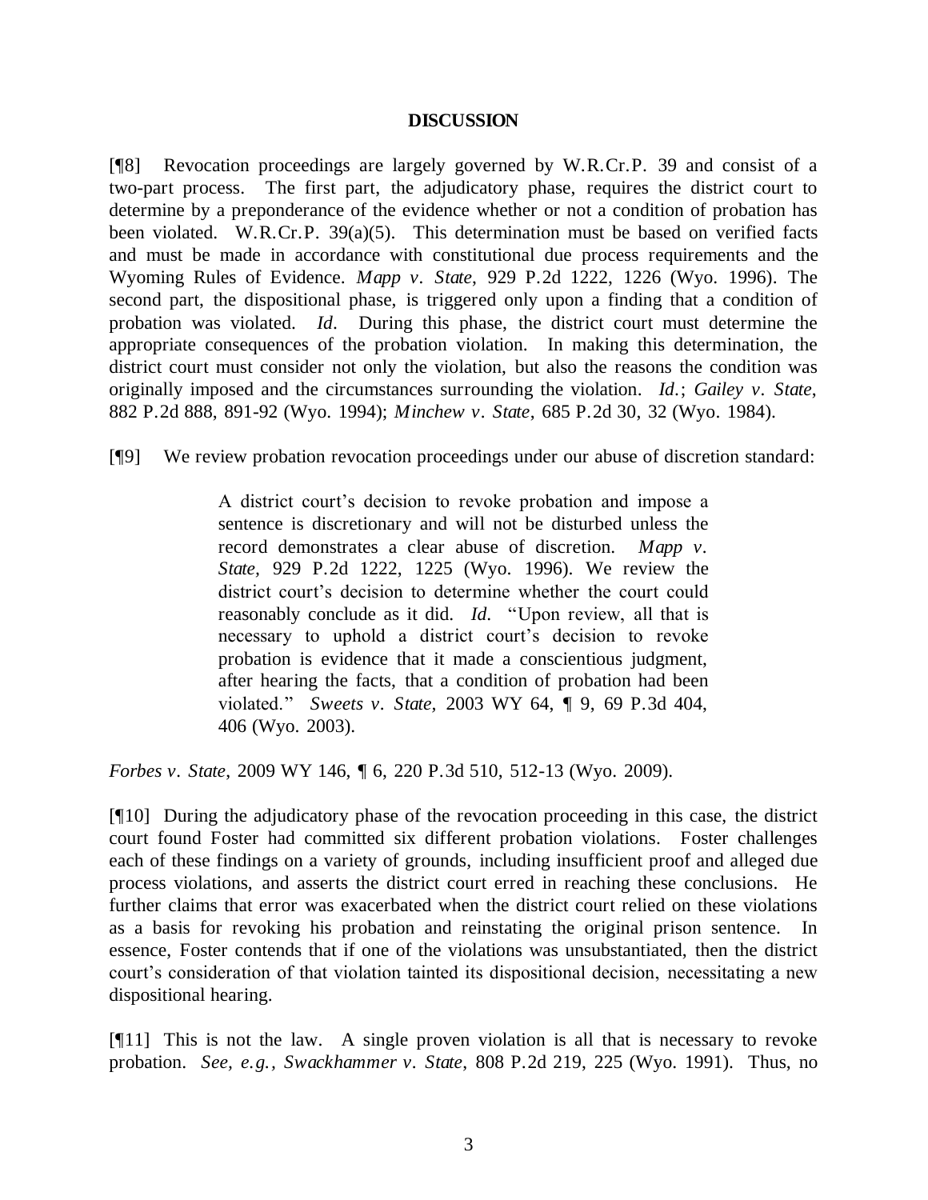## DISCUSSION

[¶8] Revocation proceedings are largely governed by W.R.Cr.P. 39 and consist of a two-part process. The first part, the adjudicatory phase, requires the district court to determine by a preponderance of the evidence whether or not a condition of probation has been violated. W.R.Cr.P. 39(a)(5). This determination must be based on verified facts and must be made in accordance with constitutional due process requirements and the Wyoming Rules of Evidence. *Mapp v. State*, 929 P.2d 1222, 1226 (Wyo. 1996). The second part, the dispositional phase, is triggered only upon a finding that a condition of probation was violated. *Id*. During this phase, the district court must determine the appropriate consequences of the probation violation. In making this determination, the district court must consider not only the violation, but also the reasons the condition was originally imposed and the circumstances surrounding the violation. *Id.*; *Gailey v. State*, 882 P.2d 888, 891-92 (Wyo. 1994); *Minchew v. State*, 685 P.2d 30, 32 (Wyo. 1984).

[¶9] We review probation revocation proceedings under our abuse of discretion standard:

> A district court's decision to revoke probation and impose a sentence is discretionary and will not be disturbed unless the record demonstrates a clear abuse of discretion. *Mapp v. State*, 929 P.2d 1222, 1225 (Wyo. 1996). We review the district court's decision to determine whether the court could reasonably conclude as it did. *Id*. "Upon review, all that is necessary to uphold a district court's decision to revoke probation is evidence that it made a conscientious judgment, after hearing the facts, that a condition of probation had been violated." *Sweets v. State,* 2003 WY 64, ¶ 9, 69 P.3d 404, 406 (Wyo. 2003).

*Forbes v. State*, 2009 WY 146, ¶ 6, 220 P.3d 510, 512-13 (Wyo. 2009).

[¶10] During the adjudicatory phase of the revocation proceeding in this case, the district court found Foster had committed six different probation violations. Foster challenges each of these findings on a variety of grounds, including insufficient proof and alleged due process violations, and asserts the district court erred in reaching these conclusions. He further claims that error was exacerbated when the district court relied on these violations as a basis for revoking his probation and reinstating the original prison sentence. In essence, Foster contends that if one of the violations was unsubstantiated, then the district court's consideration of that violation tainted its dispositional decision, necessitating a new dispositional hearing.

[¶11] This is not the law. A single proven violation is all that is necessary to revoke probation. *See, e.g., Swackhammer v. State,* 808 P.2d 219, 225 (Wyo. 1991). Thus, no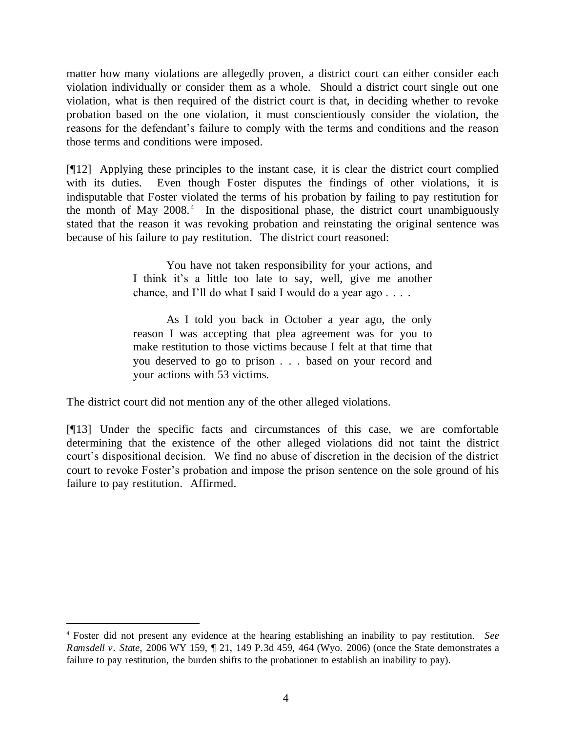matter how many violations are allegedly proven, a district court can either consider each violation individually or consider them as a whole. Should a district court single out one violation, what is then required of the district court is that, in deciding whether to revoke probation based on the one violation, it must conscientiously consider the violation, the reasons for the defendant's failure to comply with the terms and conditions and the reason those terms and conditions were imposed.

[¶12] Applying these principles to the instant case, it is clear the district court complied with its duties. Even though Foster disputes the findings of other violations, it is indisputable that Foster violated the terms of his probation by failing to pay restitution for the month of May 2008.[4] In the dispositional phase, the district court unambiguously stated that the reason it was revoking probation and reinstating the original sentence was because of his failure to pay restitution. The district court reasoned:

> You have not taken responsibility for your actions, and I think it's a little too late to say, well, give me another chance, and I'll do what I said I would do a year ago . . . .
>
> As I told you back in October a year ago, the only reason I was accepting that plea agreement was for you to make restitution to those victims because I felt at that time that you deserved to go to prison . . . based on your record and your actions with 53 victims.

The district court did not mention any of the other alleged violations.

[¶13] Under the specific facts and circumstances of this case, we are comfortable determining that the existence of the other alleged violations did not taint the district court's dispositional decision. We find no abuse of discretion in the decision of the district court to revoke Foster's probation and impose the prison sentence on the sole ground of his failure to pay restitution. Affirmed.

---

[4] Foster did not present any evidence at the hearing establishing an inability to pay restitution. *See Ramsdell v. State*, 2006 WY 159, ¶ 21, 149 P.3d 459, 464 (Wyo. 2006) (once the State demonstrates a failure to pay restitution, the burden shifts to the probationer to establish an inability to pay).